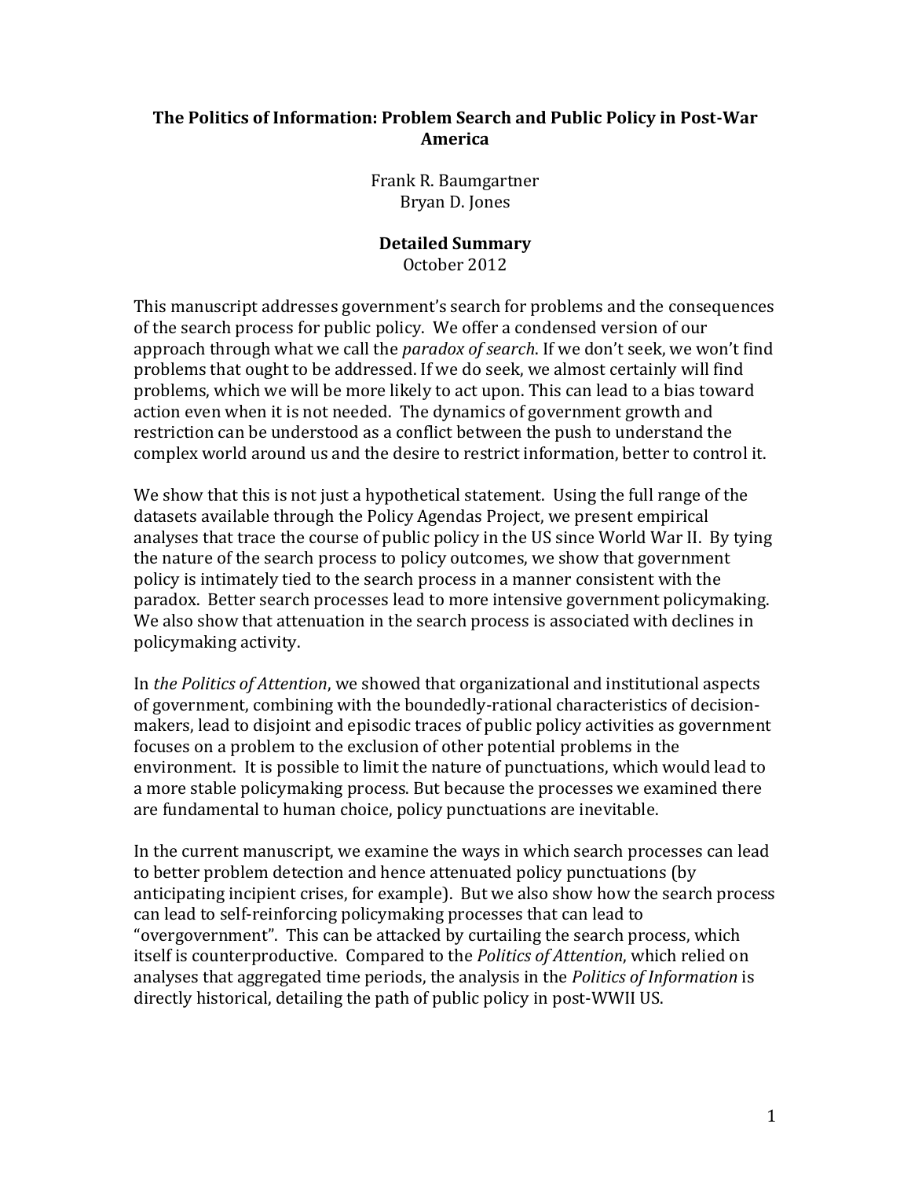# The Politics of Information: Problem Search and Public Policy in Post-War America

Frank R. Baumgartner
Bryan D. Jones

**Detailed Summary**
October 2012

This manuscript addresses government's search for problems and the consequences of the search process for public policy. We offer a condensed version of our approach through what we call the *paradox of search*. If we don't seek, we won't find problems that ought to be addressed. If we do seek, we almost certainly will find problems, which we will be more likely to act upon. This can lead to a bias toward action even when it is not needed. The dynamics of government growth and restriction can be understood as a conflict between the push to understand the complex world around us and the desire to restrict information, better to control it.

We show that this is not just a hypothetical statement. Using the full range of the datasets available through the Policy Agendas Project, we present empirical analyses that trace the course of public policy in the US since World War II. By tying the nature of the search process to policy outcomes, we show that government policy is intimately tied to the search process in a manner consistent with the paradox. Better search processes lead to more intensive government policymaking. We also show that attenuation in the search process is associated with declines in policymaking activity.

In *the Politics of Attention*, we showed that organizational and institutional aspects of government, combining with the boundedly-rational characteristics of decision-makers, lead to disjoint and episodic traces of public policy activities as government focuses on a problem to the exclusion of other potential problems in the environment. It is possible to limit the nature of punctuations, which would lead to a more stable policymaking process. But because the processes we examined there are fundamental to human choice, policy punctuations are inevitable.

In the current manuscript, we examine the ways in which search processes can lead to better problem detection and hence attenuated policy punctuations (by anticipating incipient crises, for example). But we also show how the search process can lead to self-reinforcing policymaking processes that can lead to "overgovernment". This can be attacked by curtailing the search process, which itself is counterproductive. Compared to the *Politics of Attention*, which relied on analyses that aggregated time periods, the analysis in the *Politics of Information* is directly historical, detailing the path of public policy in post-WWII US.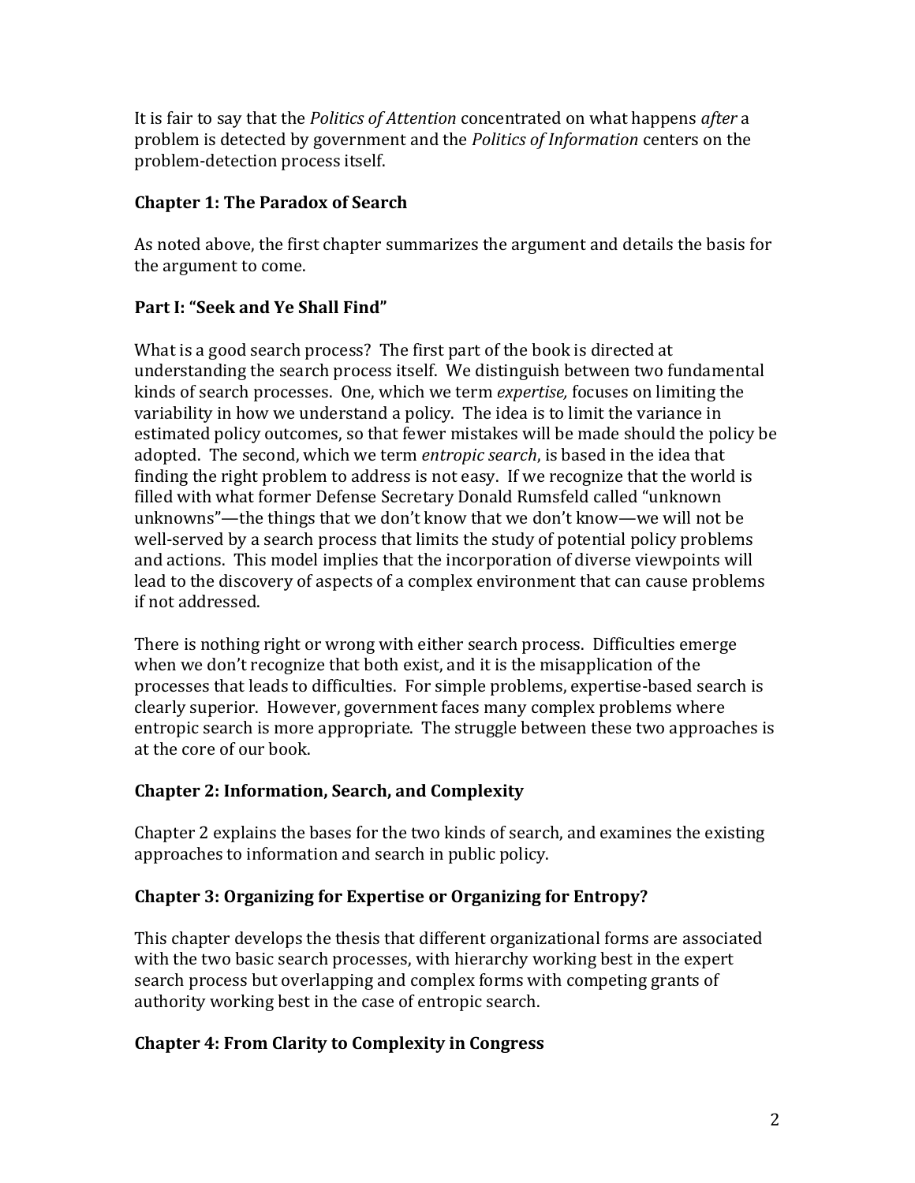It is fair to say that the *Politics of Attention* concentrated on what happens *after* a problem is detected by government and the *Politics of Information* centers on the problem-detection process itself.

### Chapter 1: The Paradox of Search

As noted above, the first chapter summarizes the argument and details the basis for the argument to come.

### Part I: "Seek and Ye Shall Find"

What is a good search process? The first part of the book is directed at understanding the search process itself. We distinguish between two fundamental kinds of search processes. One, which we term *expertise,* focuses on limiting the variability in how we understand a policy. The idea is to limit the variance in estimated policy outcomes, so that fewer mistakes will be made should the policy be adopted. The second, which we term *entropic search*, is based in the idea that finding the right problem to address is not easy. If we recognize that the world is filled with what former Defense Secretary Donald Rumsfeld called "unknown unknowns"—the things that we don't know that we don't know—we will not be well-served by a search process that limits the study of potential policy problems and actions. This model implies that the incorporation of diverse viewpoints will lead to the discovery of aspects of a complex environment that can cause problems if not addressed.

There is nothing right or wrong with either search process. Difficulties emerge when we don't recognize that both exist, and it is the misapplication of the processes that leads to difficulties. For simple problems, expertise-based search is clearly superior. However, government faces many complex problems where entropic search is more appropriate. The struggle between these two approaches is at the core of our book.

### Chapter 2: Information, Search, and Complexity

Chapter 2 explains the bases for the two kinds of search, and examines the existing approaches to information and search in public policy.

### Chapter 3: Organizing for Expertise or Organizing for Entropy?

This chapter develops the thesis that different organizational forms are associated with the two basic search processes, with hierarchy working best in the expert search process but overlapping and complex forms with competing grants of authority working best in the case of entropic search.

### Chapter 4: From Clarity to Complexity in Congress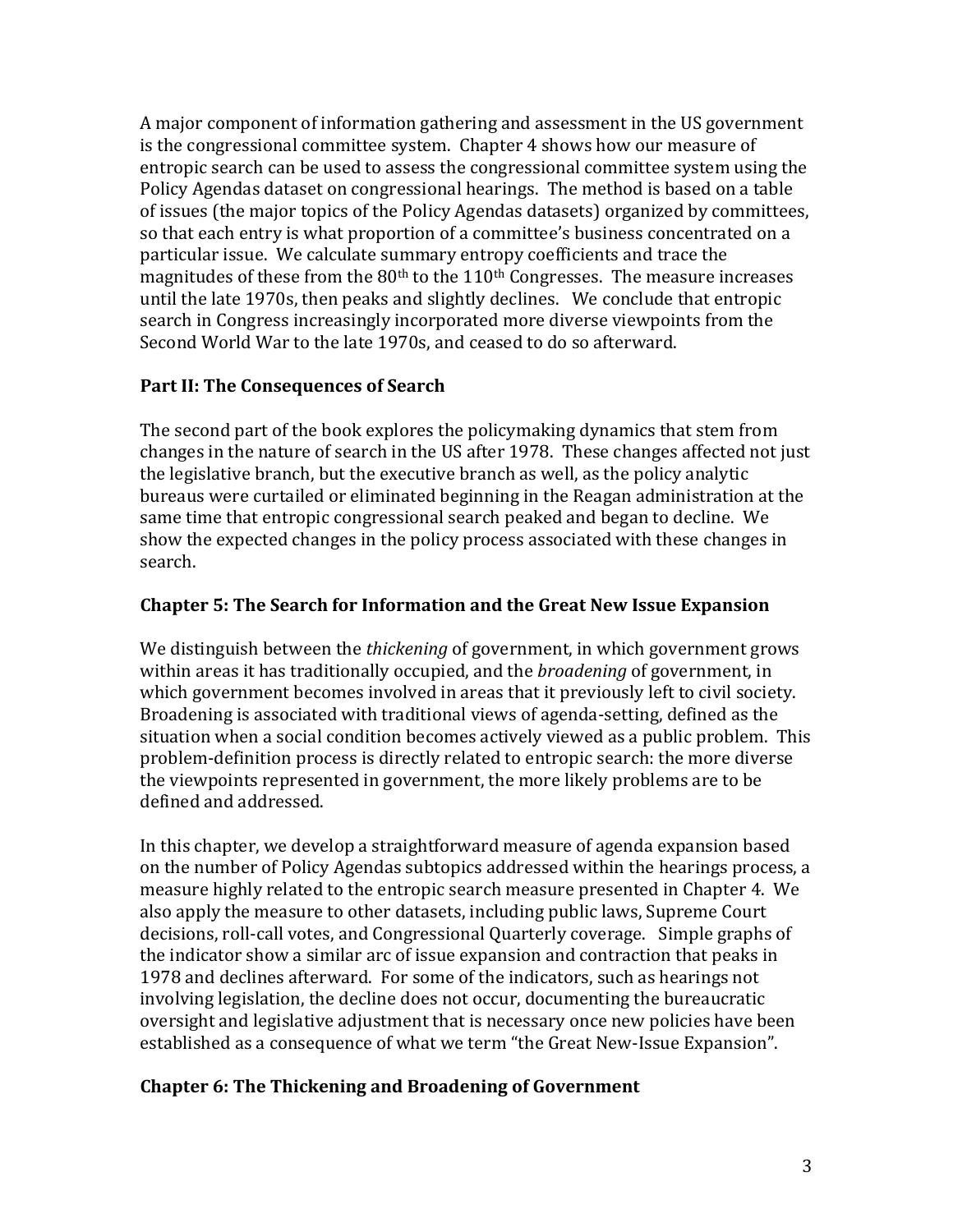A major component of information gathering and assessment in the US government is the congressional committee system. Chapter 4 shows how our measure of entropic search can be used to assess the congressional committee system using the Policy Agendas dataset on congressional hearings. The method is based on a table of issues (the major topics of the Policy Agendas datasets) organized by committees, so that each entry is what proportion of a committee's business concentrated on a particular issue. We calculate summary entropy coefficients and trace the magnitudes of these from the 80th to the 110th Congresses. The measure increases until the late 1970s, then peaks and slightly declines. We conclude that entropic search in Congress increasingly incorporated more diverse viewpoints from the Second World War to the late 1970s, and ceased to do so afterward.

## Part II: The Consequences of Search

The second part of the book explores the policymaking dynamics that stem from changes in the nature of search in the US after 1978. These changes affected not just the legislative branch, but the executive branch as well, as the policy analytic bureaus were curtailed or eliminated beginning in the Reagan administration at the same time that entropic congressional search peaked and began to decline. We show the expected changes in the policy process associated with these changes in search.

### Chapter 5: The Search for Information and the Great New Issue Expansion

We distinguish between the *thickening* of government, in which government grows within areas it has traditionally occupied, and the *broadening* of government, in which government becomes involved in areas that it previously left to civil society. Broadening is associated with traditional views of agenda-setting, defined as the situation when a social condition becomes actively viewed as a public problem. This problem-definition process is directly related to entropic search: the more diverse the viewpoints represented in government, the more likely problems are to be defined and addressed.

In this chapter, we develop a straightforward measure of agenda expansion based on the number of Policy Agendas subtopics addressed within the hearings process, a measure highly related to the entropic search measure presented in Chapter 4. We also apply the measure to other datasets, including public laws, Supreme Court decisions, roll-call votes, and Congressional Quarterly coverage. Simple graphs of the indicator show a similar arc of issue expansion and contraction that peaks in 1978 and declines afterward. For some of the indicators, such as hearings not involving legislation, the decline does not occur, documenting the bureaucratic oversight and legislative adjustment that is necessary once new policies have been established as a consequence of what we term "the Great New-Issue Expansion".

### Chapter 6: The Thickening and Broadening of Government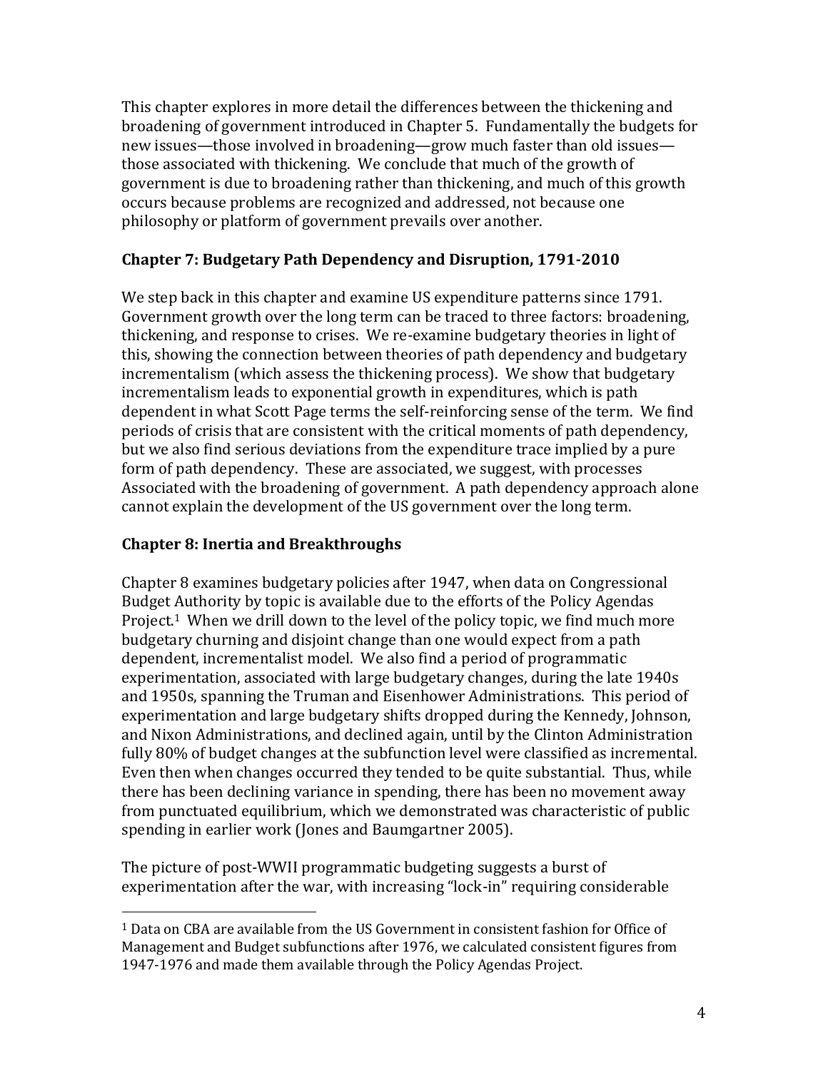This chapter explores in more detail the differences between the thickening and broadening of government introduced in Chapter 5. Fundamentally the budgets for new issues—those involved in broadening—grow much faster than old issues—those associated with thickening. We conclude that much of the growth of government is due to broadening rather than thickening, and much of this growth occurs because problems are recognized and addressed, not because one philosophy or platform of government prevails over another.

### Chapter 7: Budgetary Path Dependency and Disruption, 1791-2010

We step back in this chapter and examine US expenditure patterns since 1791. Government growth over the long term can be traced to three factors: broadening, thickening, and response to crises. We re-examine budgetary theories in light of this, showing the connection between theories of path dependency and budgetary incrementalism (which assess the thickening process). We show that budgetary incrementalism leads to exponential growth in expenditures, which is path dependent in what Scott Page terms the self-reinforcing sense of the term. We find periods of crisis that are consistent with the critical moments of path dependency, but we also find serious deviations from the expenditure trace implied by a pure form of path dependency. These are associated, we suggest, with processes Associated with the broadening of government. A path dependency approach alone cannot explain the development of the US government over the long term.

### Chapter 8: Inertia and Breakthroughs

Chapter 8 examines budgetary policies after 1947, when data on Congressional Budget Authority by topic is available due to the efforts of the Policy Agendas Project.[1] When we drill down to the level of the policy topic, we find much more budgetary churning and disjoint change than one would expect from a path dependent, incrementalist model. We also find a period of programmatic experimentation, associated with large budgetary changes, during the late 1940s and 1950s, spanning the Truman and Eisenhower Administrations. This period of experimentation and large budgetary shifts dropped during the Kennedy, Johnson, and Nixon Administrations, and declined again, until by the Clinton Administration fully 80% of budget changes at the subfunction level were classified as incremental. Even then when changes occurred they tended to be quite substantial. Thus, while there has been declining variance in spending, there has been no movement away from punctuated equilibrium, which we demonstrated was characteristic of public spending in earlier work (Jones and Baumgartner 2005).

The picture of post-WWII programmatic budgeting suggests a burst of experimentation after the war, with increasing "lock-in" requiring considerable

[1] Data on CBA are available from the US Government in consistent fashion for Office of Management and Budget subfunctions after 1976, we calculated consistent figures from 1947-1976 and made them available through the Policy Agendas Project.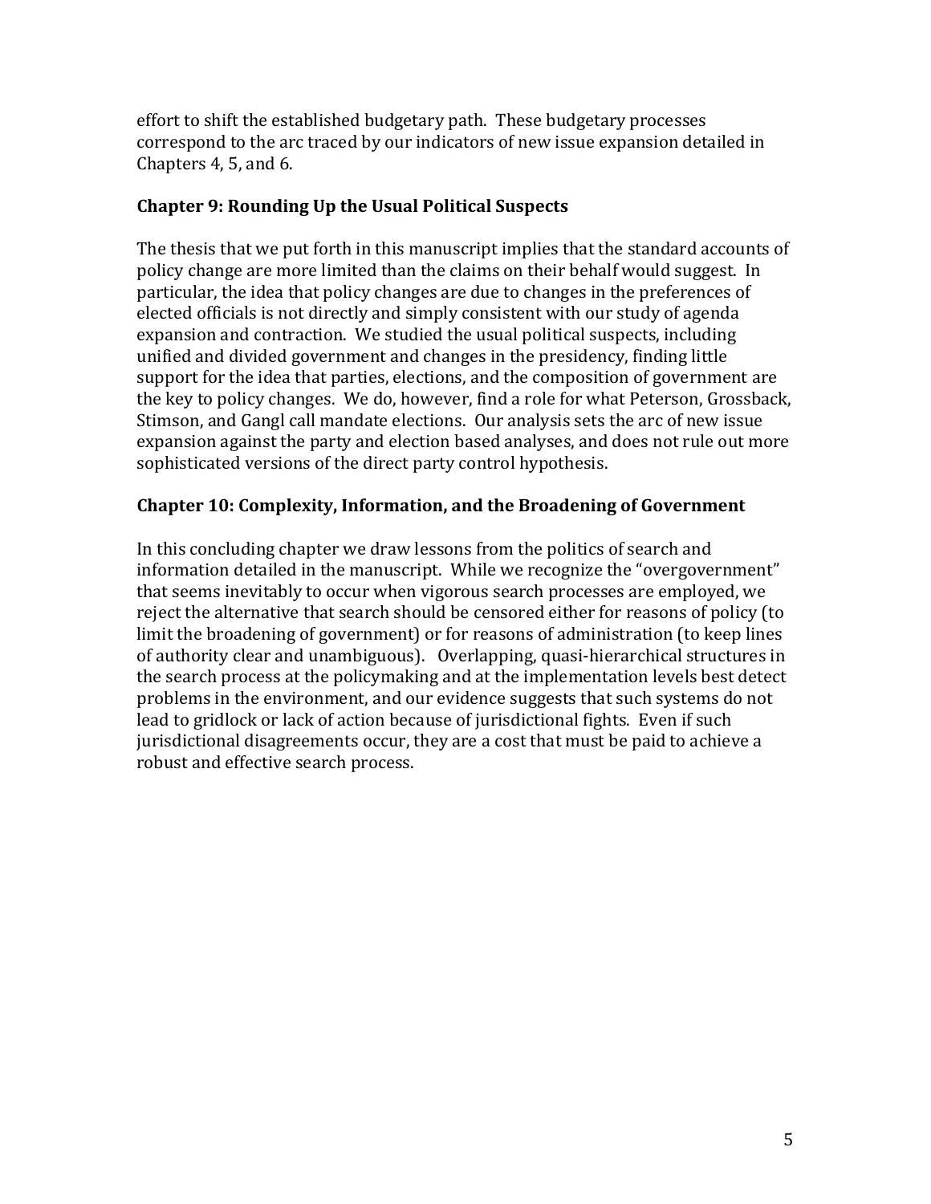effort to shift the established budgetary path. These budgetary processes correspond to the arc traced by our indicators of new issue expansion detailed in Chapters 4, 5, and 6.

### Chapter 9: Rounding Up the Usual Political Suspects

The thesis that we put forth in this manuscript implies that the standard accounts of policy change are more limited than the claims on their behalf would suggest. In particular, the idea that policy changes are due to changes in the preferences of elected officials is not directly and simply consistent with our study of agenda expansion and contraction. We studied the usual political suspects, including unified and divided government and changes in the presidency, finding little support for the idea that parties, elections, and the composition of government are the key to policy changes. We do, however, find a role for what Peterson, Grossback, Stimson, and Gangl call mandate elections. Our analysis sets the arc of new issue expansion against the party and election based analyses, and does not rule out more sophisticated versions of the direct party control hypothesis.

### Chapter 10: Complexity, Information, and the Broadening of Government

In this concluding chapter we draw lessons from the politics of search and information detailed in the manuscript. While we recognize the "overgovernment" that seems inevitably to occur when vigorous search processes are employed, we reject the alternative that search should be censored either for reasons of policy (to limit the broadening of government) or for reasons of administration (to keep lines of authority clear and unambiguous). Overlapping, quasi-hierarchical structures in the search process at the policymaking and at the implementation levels best detect problems in the environment, and our evidence suggests that such systems do not lead to gridlock or lack of action because of jurisdictional fights. Even if such jurisdictional disagreements occur, they are a cost that must be paid to achieve a robust and effective search process.